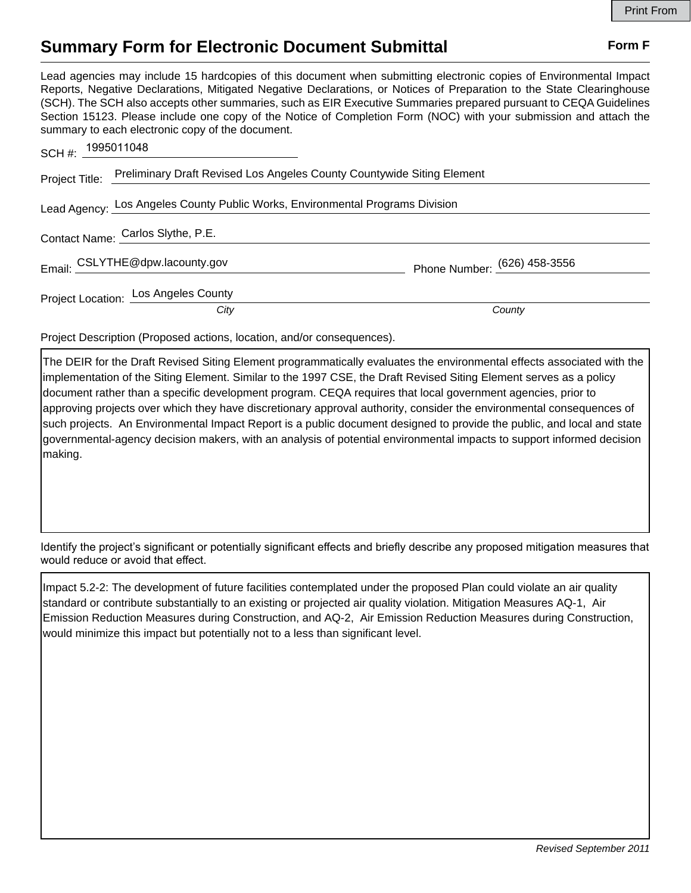Print From

# Summary Form for Electronic Document Submittal

**Form F**

Lead agencies may include 15 hardcopies of this document when submitting electronic copies of Environmental Impact Reports, Negative Declarations, Mitigated Negative Declarations, or Notices of Preparation to the State Clearinghouse (SCH). The SCH also accepts other summaries, such as EIR Executive Summaries prepared pursuant to CEQA Guidelines Section 15123. Please include one copy of the Notice of Completion Form (NOC) with your submission and attach the summary to each electronic copy of the document.

SCH #: 1995011048

Project Title: Preliminary Draft Revised Los Angeles County Countywide Siting Element

Lead Agency: Los Angeles County Public Works, Environmental Programs Division

Contact Name: Carlos Slythe, P.E.

Email: CSLYTHE@dpw.lacounty.gov Phone Number: (626) 458-3556

Project Location: Los Angeles County

*City* *County*

Project Description (Proposed actions, location, and/or consequences).

The DEIR for the Draft Revised Siting Element programmatically evaluates the environmental effects associated with the implementation of the Siting Element. Similar to the 1997 CSE, the Draft Revised Siting Element serves as a policy document rather than a specific development program. CEQA requires that local government agencies, prior to approving projects over which they have discretionary approval authority, consider the environmental consequences of such projects. An Environmental Impact Report is a public document designed to provide the public, and local and state governmental-agency decision makers, with an analysis of potential environmental impacts to support informed decision making.

Identify the project's significant or potentially significant effects and briefly describe any proposed mitigation measures that would reduce or avoid that effect.

Impact 5.2-2: The development of future facilities contemplated under the proposed Plan could violate an air quality standard or contribute substantially to an existing or projected air quality violation. Mitigation Measures AQ-1, Air Emission Reduction Measures during Construction, and AQ-2, Air Emission Reduction Measures during Construction, would minimize this impact but potentially not to a less than significant level.

*Revised September 2011*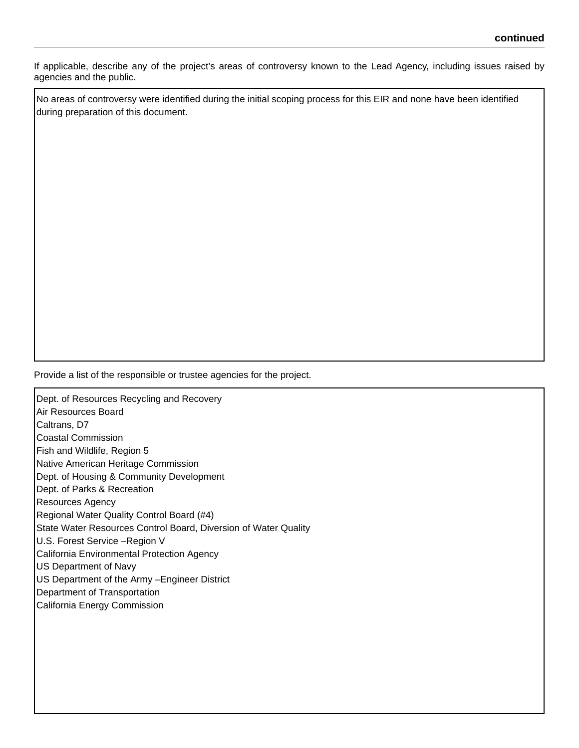**continued**

If applicable, describe any of the project's areas of controversy known to the Lead Agency, including issues raised by agencies and the public.

No areas of controversy were identified during the initial scoping process for this EIR and none have been identified during preparation of this document.

Provide a list of the responsible or trustee agencies for the project.

Dept. of Resources Recycling and Recovery
Air Resources Board
Caltrans, D7
Coastal Commission
Fish and Wildlife, Region 5
Native American Heritage Commission
Dept. of Housing & Community Development
Dept. of Parks & Recreation
Resources Agency
Regional Water Quality Control Board (#4)
State Water Resources Control Board, Diversion of Water Quality
U.S. Forest Service –Region V
California Environmental Protection Agency
US Department of Navy
US Department of the Army –Engineer District
Department of Transportation
California Energy Commission